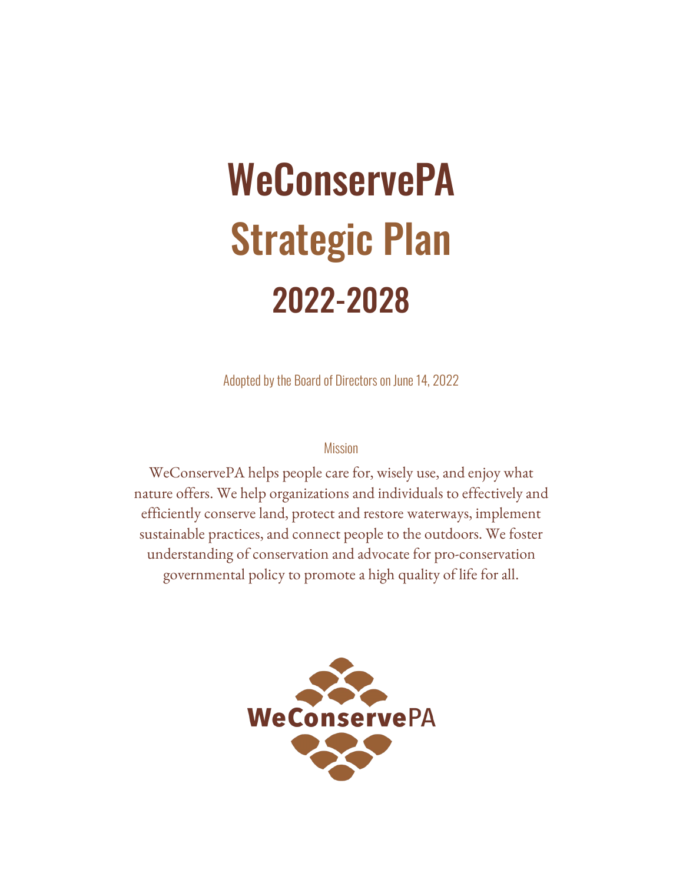# WeConservePA
# Strategic Plan
# 2022-2028

Adopted by the Board of Directors on June 14, 2022

Mission

WeConservePA helps people care for, wisely use, and enjoy what nature offers. We help organizations and individuals to effectively and efficiently conserve land, protect and restore waterways, implement sustainable practices, and connect people to the outdoors. We foster understanding of conservation and advocate for pro-conservation governmental policy to promote a high quality of life for all.

WeConservePA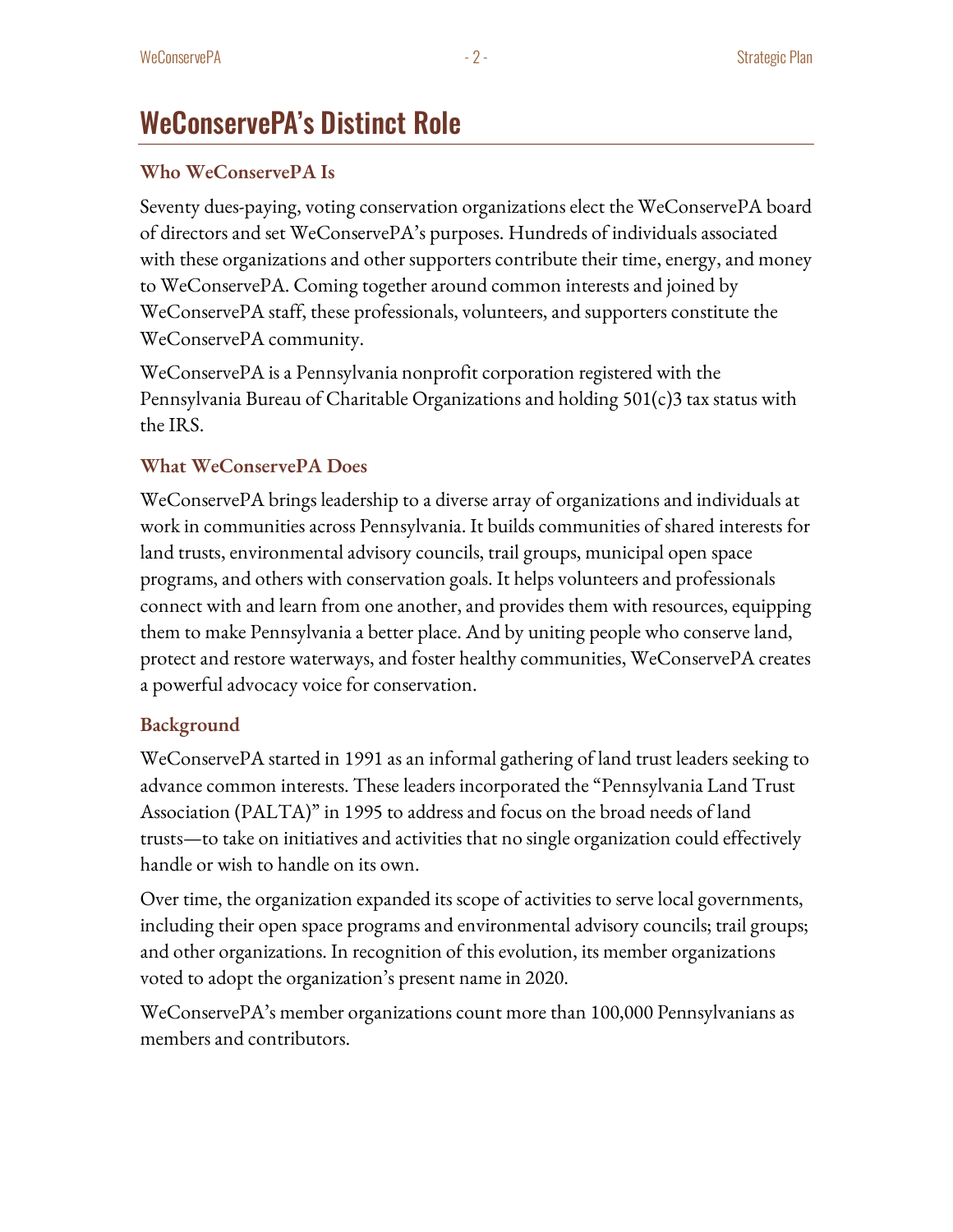# WeConservePA's Distinct Role

### Who WeConservePA Is

Seventy dues-paying, voting conservation organizations elect the WeConservePA board of directors and set WeConservePA's purposes. Hundreds of individuals associated with these organizations and other supporters contribute their time, energy, and money to WeConservePA. Coming together around common interests and joined by WeConservePA staff, these professionals, volunteers, and supporters constitute the WeConservePA community.

WeConservePA is a Pennsylvania nonprofit corporation registered with the Pennsylvania Bureau of Charitable Organizations and holding 501(c)3 tax status with the IRS.

### What WeConservePA Does

WeConservePA brings leadership to a diverse array of organizations and individuals at work in communities across Pennsylvania. It builds communities of shared interests for land trusts, environmental advisory councils, trail groups, municipal open space programs, and others with conservation goals. It helps volunteers and professionals connect with and learn from one another, and provides them with resources, equipping them to make Pennsylvania a better place. And by uniting people who conserve land, protect and restore waterways, and foster healthy communities, WeConservePA creates a powerful advocacy voice for conservation.

### Background

WeConservePA started in 1991 as an informal gathering of land trust leaders seeking to advance common interests. These leaders incorporated the "Pennsylvania Land Trust Association (PALTA)" in 1995 to address and focus on the broad needs of land trusts—to take on initiatives and activities that no single organization could effectively handle or wish to handle on its own.

Over time, the organization expanded its scope of activities to serve local governments, including their open space programs and environmental advisory councils; trail groups; and other organizations. In recognition of this evolution, its member organizations voted to adopt the organization's present name in 2020.

WeConservePA's member organizations count more than 100,000 Pennsylvanians as members and contributors.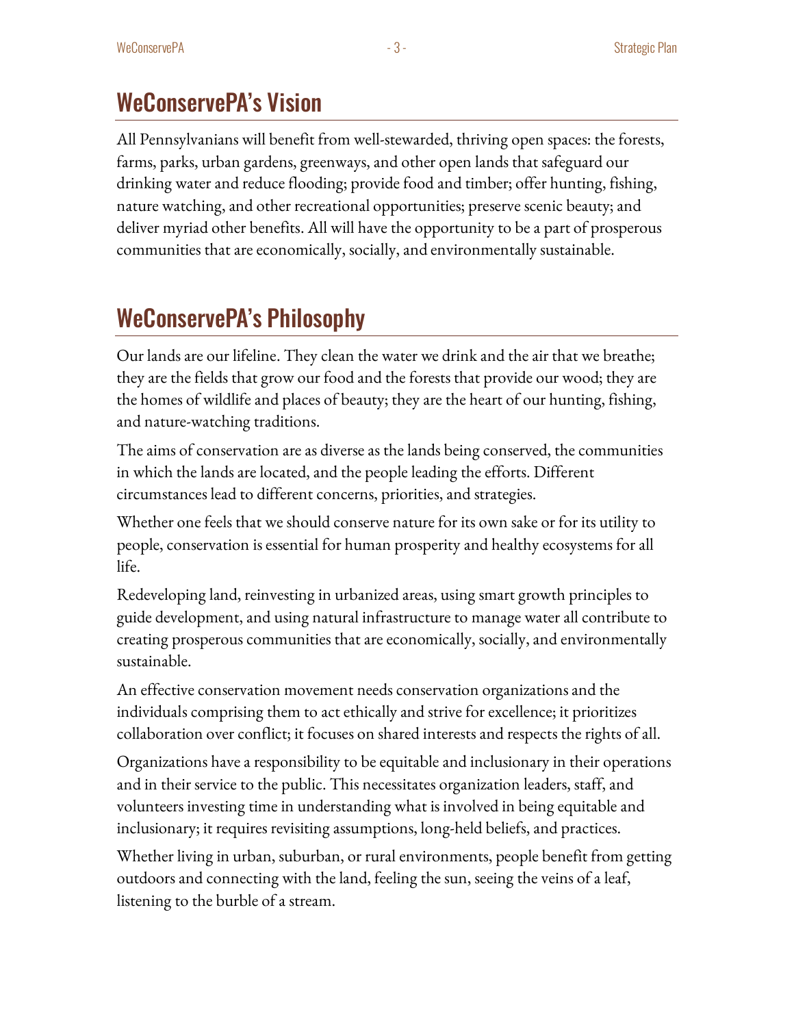## WeConservePA's Vision

All Pennsylvanians will benefit from well-stewarded, thriving open spaces: the forests, farms, parks, urban gardens, greenways, and other open lands that safeguard our drinking water and reduce flooding; provide food and timber; offer hunting, fishing, nature watching, and other recreational opportunities; preserve scenic beauty; and deliver myriad other benefits. All will have the opportunity to be a part of prosperous communities that are economically, socially, and environmentally sustainable.

## WeConservePA's Philosophy

Our lands are our lifeline. They clean the water we drink and the air that we breathe; they are the fields that grow our food and the forests that provide our wood; they are the homes of wildlife and places of beauty; they are the heart of our hunting, fishing, and nature-watching traditions.

The aims of conservation are as diverse as the lands being conserved, the communities in which the lands are located, and the people leading the efforts. Different circumstances lead to different concerns, priorities, and strategies.

Whether one feels that we should conserve nature for its own sake or for its utility to people, conservation is essential for human prosperity and healthy ecosystems for all life.

Redeveloping land, reinvesting in urbanized areas, using smart growth principles to guide development, and using natural infrastructure to manage water all contribute to creating prosperous communities that are economically, socially, and environmentally sustainable.

An effective conservation movement needs conservation organizations and the individuals comprising them to act ethically and strive for excellence; it prioritizes collaboration over conflict; it focuses on shared interests and respects the rights of all.

Organizations have a responsibility to be equitable and inclusionary in their operations and in their service to the public. This necessitates organization leaders, staff, and volunteers investing time in understanding what is involved in being equitable and inclusionary; it requires revisiting assumptions, long-held beliefs, and practices.

Whether living in urban, suburban, or rural environments, people benefit from getting outdoors and connecting with the land, feeling the sun, seeing the veins of a leaf, listening to the burble of a stream.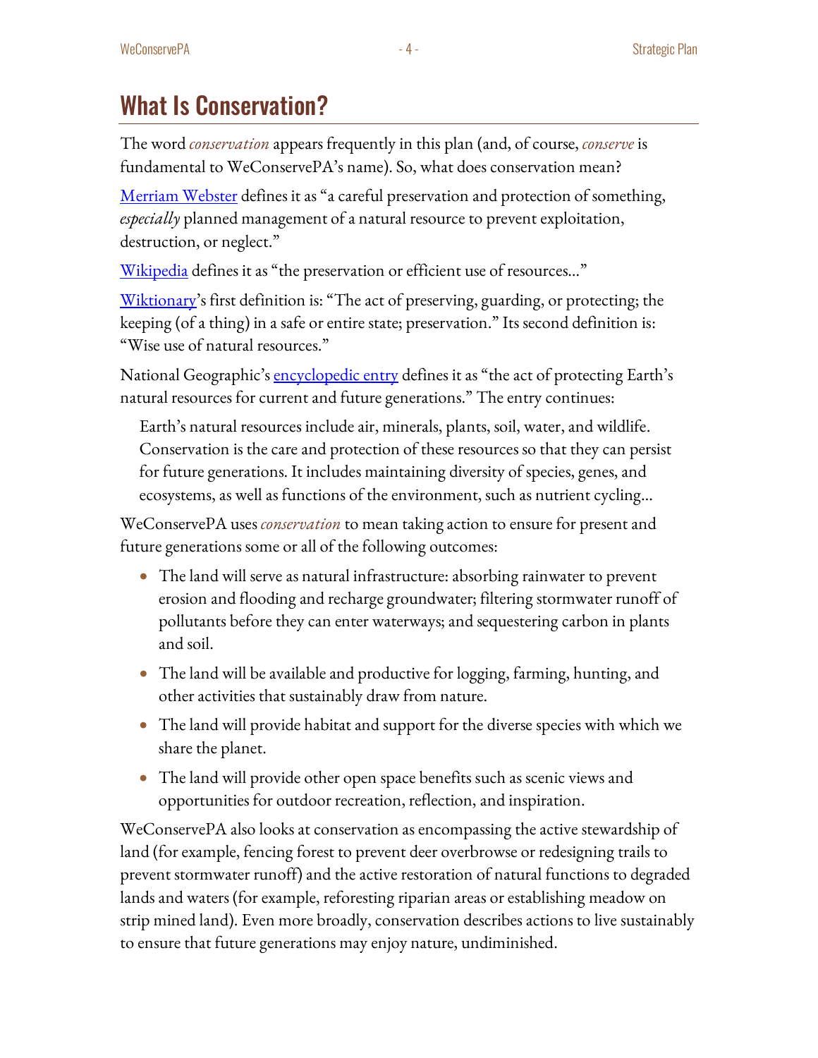# What Is Conservation?

The word *conservation* appears frequently in this plan (and, of course, *conserve* is fundamental to WeConservePA's name). So, what does conservation mean?

Merriam Webster defines it as "a careful preservation and protection of something, *especially* planned management of a natural resource to prevent exploitation, destruction, or neglect."

Wikipedia defines it as "the preservation or efficient use of resources…"

Wiktionary's first definition is: "The act of preserving, guarding, or protecting; the keeping (of a thing) in a safe or entire state; preservation." Its second definition is: "Wise use of natural resources."

National Geographic's encyclopedic entry defines it as "the act of protecting Earth's natural resources for current and future generations." The entry continues:

> Earth's natural resources include air, minerals, plants, soil, water, and wildlife. Conservation is the care and protection of these resources so that they can persist for future generations. It includes maintaining diversity of species, genes, and ecosystems, as well as functions of the environment, such as nutrient cycling…

WeConservePA uses *conservation* to mean taking action to ensure for present and future generations some or all of the following outcomes:

- The land will serve as natural infrastructure: absorbing rainwater to prevent erosion and flooding and recharge groundwater; filtering stormwater runoff of pollutants before they can enter waterways; and sequestering carbon in plants and soil.
- The land will be available and productive for logging, farming, hunting, and other activities that sustainably draw from nature.
- The land will provide habitat and support for the diverse species with which we share the planet.
- The land will provide other open space benefits such as scenic views and opportunities for outdoor recreation, reflection, and inspiration.

WeConservePA also looks at conservation as encompassing the active stewardship of land (for example, fencing forest to prevent deer overbrowse or redesigning trails to prevent stormwater runoff) and the active restoration of natural functions to degraded lands and waters (for example, reforesting riparian areas or establishing meadow on strip mined land). Even more broadly, conservation describes actions to live sustainably to ensure that future generations may enjoy nature, undiminished.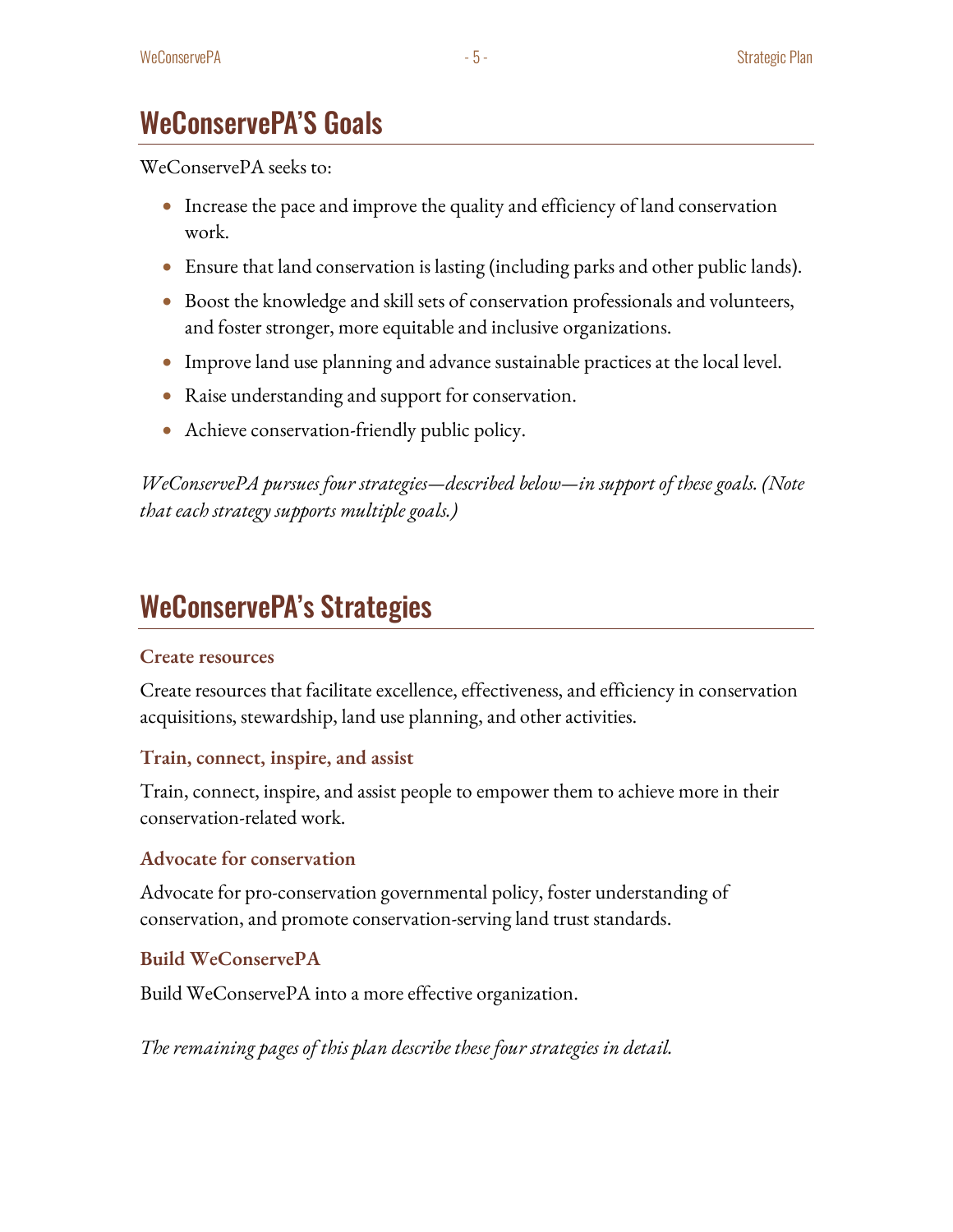## WeConservePA'S Goals

WeConservePA seeks to:

- Increase the pace and improve the quality and efficiency of land conservation work.
- Ensure that land conservation is lasting (including parks and other public lands).
- Boost the knowledge and skill sets of conservation professionals and volunteers, and foster stronger, more equitable and inclusive organizations.
- Improve land use planning and advance sustainable practices at the local level.
- Raise understanding and support for conservation.
- Achieve conservation-friendly public policy.

*WeConservePA pursues four strategies—described below—in support of these goals. (Note that each strategy supports multiple goals.)*

## WeConservePA's Strategies

### Create resources

Create resources that facilitate excellence, effectiveness, and efficiency in conservation acquisitions, stewardship, land use planning, and other activities.

### Train, connect, inspire, and assist

Train, connect, inspire, and assist people to empower them to achieve more in their conservation-related work.

### Advocate for conservation

Advocate for pro-conservation governmental policy, foster understanding of conservation, and promote conservation-serving land trust standards.

### Build WeConservePA

Build WeConservePA into a more effective organization.

*The remaining pages of this plan describe these four strategies in detail.*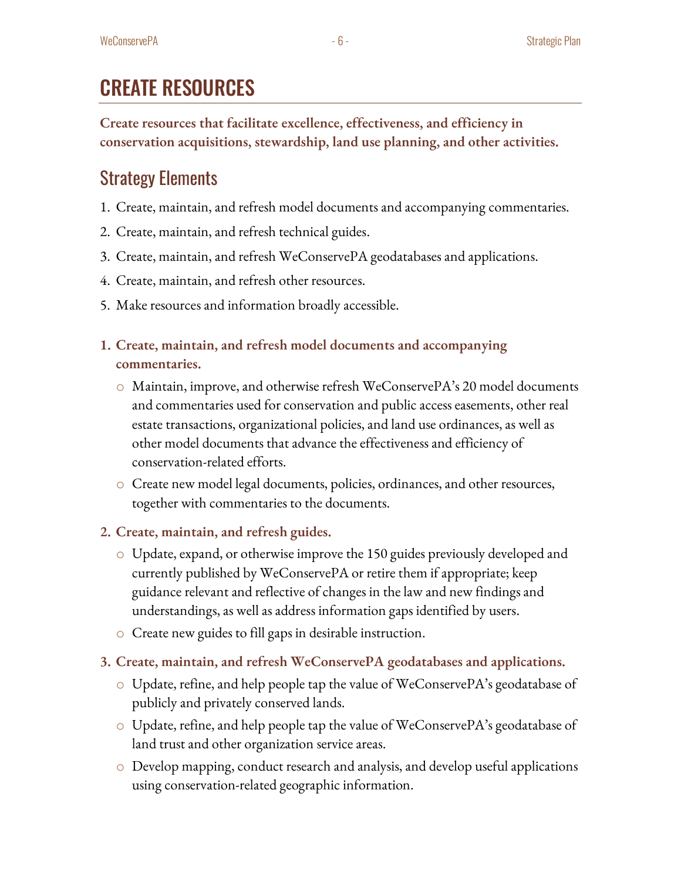# CREATE RESOURCES

**Create resources that facilitate excellence, effectiveness, and efficiency in conservation acquisitions, stewardship, land use planning, and other activities.**

## Strategy Elements

1. Create, maintain, and refresh model documents and accompanying commentaries.
2. Create, maintain, and refresh technical guides.
3. Create, maintain, and refresh WeConservePA geodatabases and applications.
4. Create, maintain, and refresh other resources.
5. Make resources and information broadly accessible.

### 1. Create, maintain, and refresh model documents and accompanying commentaries.

- Maintain, improve, and otherwise refresh WeConservePA's 20 model documents and commentaries used for conservation and public access easements, other real estate transactions, organizational policies, and land use ordinances, as well as other model documents that advance the effectiveness and efficiency of conservation-related efforts.
- Create new model legal documents, policies, ordinances, and other resources, together with commentaries to the documents.

### 2. Create, maintain, and refresh guides.

- Update, expand, or otherwise improve the 150 guides previously developed and currently published by WeConservePA or retire them if appropriate; keep guidance relevant and reflective of changes in the law and new findings and understandings, as well as address information gaps identified by users.
- Create new guides to fill gaps in desirable instruction.

### 3. Create, maintain, and refresh WeConservePA geodatabases and applications.

- Update, refine, and help people tap the value of WeConservePA's geodatabase of publicly and privately conserved lands.
- Update, refine, and help people tap the value of WeConservePA's geodatabase of land trust and other organization service areas.
- Develop mapping, conduct research and analysis, and develop useful applications using conservation-related geographic information.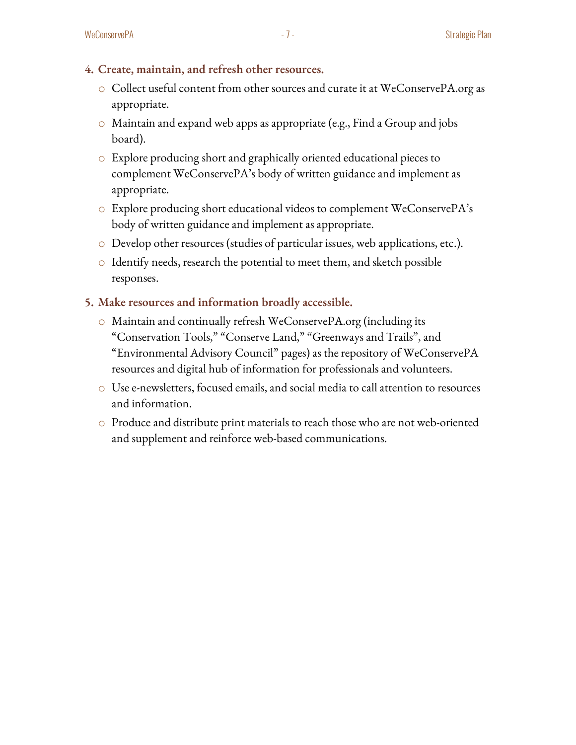4. **Create, maintain, and refresh other resources.**
    - Collect useful content from other sources and curate it at WeConservePA.org as appropriate.
    - Maintain and expand web apps as appropriate (e.g., Find a Group and jobs board).
    - Explore producing short and graphically oriented educational pieces to complement WeConservePA's body of written guidance and implement as appropriate.
    - Explore producing short educational videos to complement WeConservePA's body of written guidance and implement as appropriate.
    - Develop other resources (studies of particular issues, web applications, etc.).
    - Identify needs, research the potential to meet them, and sketch possible responses.

5. **Make resources and information broadly accessible.**
    - Maintain and continually refresh WeConservePA.org (including its "Conservation Tools," "Conserve Land," "Greenways and Trails", and "Environmental Advisory Council" pages) as the repository of WeConservePA resources and digital hub of information for professionals and volunteers.
    - Use e-newsletters, focused emails, and social media to call attention to resources and information.
    - Produce and distribute print materials to reach those who are not web-oriented and supplement and reinforce web-based communications.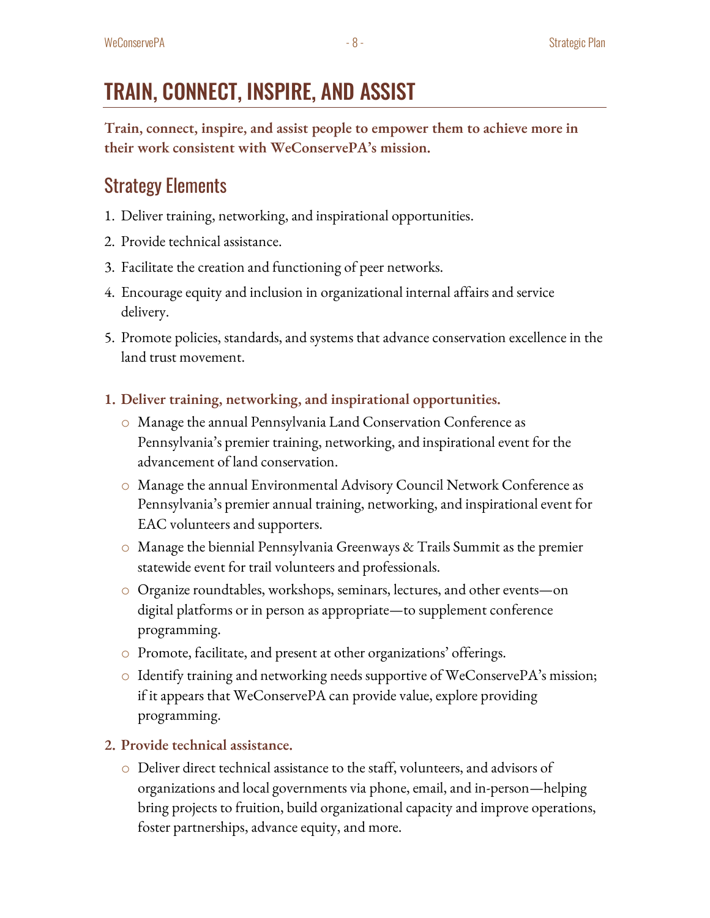# TRAIN, CONNECT, INSPIRE, AND ASSIST

**Train, connect, inspire, and assist people to empower them to achieve more in their work consistent with WeConservePA's mission.**

## Strategy Elements

1. Deliver training, networking, and inspirational opportunities.
2. Provide technical assistance.
3. Facilitate the creation and functioning of peer networks.
4. Encourage equity and inclusion in organizational internal affairs and service delivery.
5. Promote policies, standards, and systems that advance conservation excellence in the land trust movement.

**1. Deliver training, networking, and inspirational opportunities.**

- Manage the annual Pennsylvania Land Conservation Conference as Pennsylvania's premier training, networking, and inspirational event for the advancement of land conservation.
- Manage the annual Environmental Advisory Council Network Conference as Pennsylvania's premier annual training, networking, and inspirational event for EAC volunteers and supporters.
- Manage the biennial Pennsylvania Greenways & Trails Summit as the premier statewide event for trail volunteers and professionals.
- Organize roundtables, workshops, seminars, lectures, and other events—on digital platforms or in person as appropriate—to supplement conference programming.
- Promote, facilitate, and present at other organizations' offerings.
- Identify training and networking needs supportive of WeConservePA's mission; if it appears that WeConservePA can provide value, explore providing programming.

**2. Provide technical assistance.**

- Deliver direct technical assistance to the staff, volunteers, and advisors of organizations and local governments via phone, email, and in-person—helping bring projects to fruition, build organizational capacity and improve operations, foster partnerships, advance equity, and more.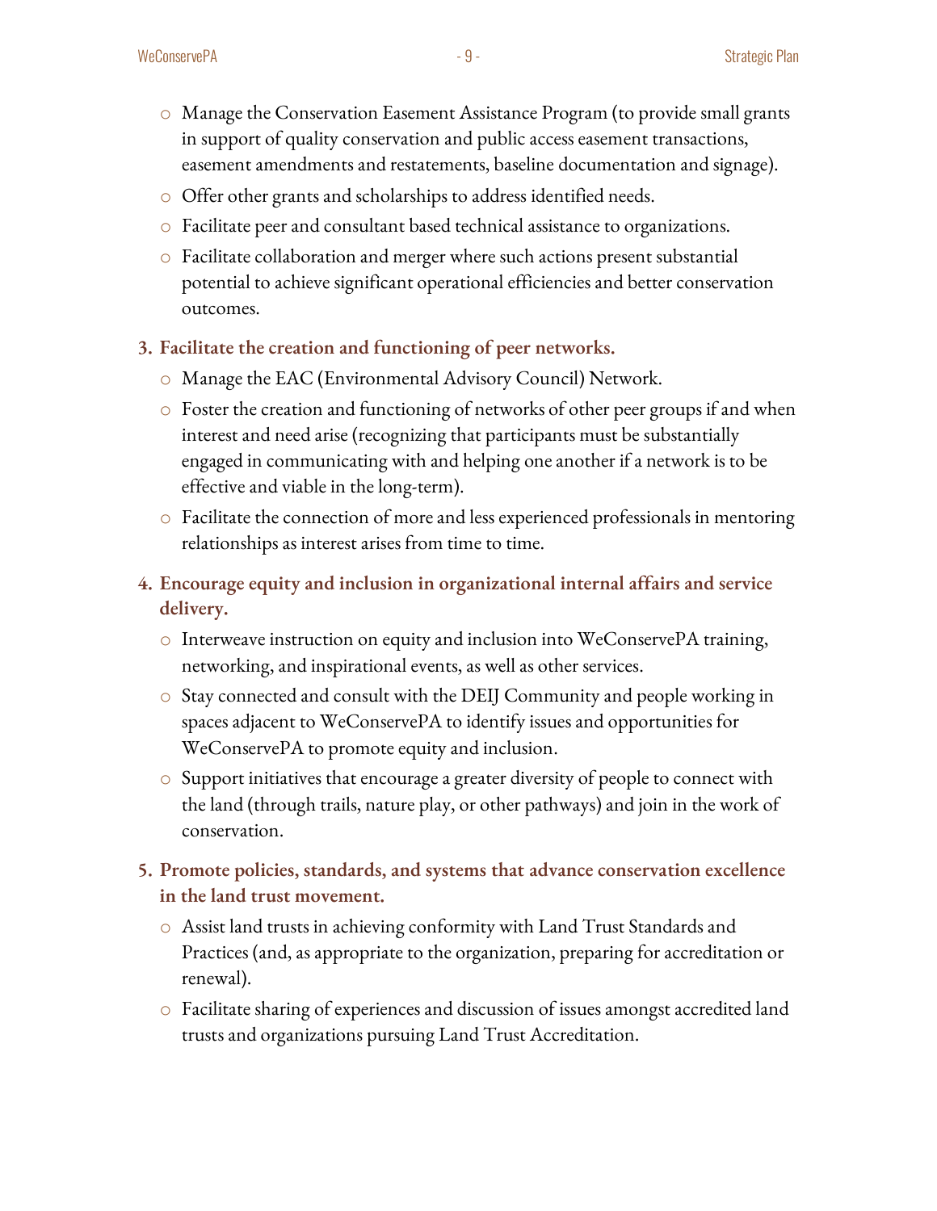- Manage the Conservation Easement Assistance Program (to provide small grants in support of quality conservation and public access easement transactions, easement amendments and restatements, baseline documentation and signage).
- Offer other grants and scholarships to address identified needs.
- Facilitate peer and consultant based technical assistance to organizations.
- Facilitate collaboration and merger where such actions present substantial potential to achieve significant operational efficiencies and better conservation outcomes.

3. **Facilitate the creation and functioning of peer networks.**
   - Manage the EAC (Environmental Advisory Council) Network.
   - Foster the creation and functioning of networks of other peer groups if and when interest and need arise (recognizing that participants must be substantially engaged in communicating with and helping one another if a network is to be effective and viable in the long-term).
   - Facilitate the connection of more and less experienced professionals in mentoring relationships as interest arises from time to time.

4. **Encourage equity and inclusion in organizational internal affairs and service delivery.**
   - Interweave instruction on equity and inclusion into WeConservePA training, networking, and inspirational events, as well as other services.
   - Stay connected and consult with the DEIJ Community and people working in spaces adjacent to WeConservePA to identify issues and opportunities for WeConservePA to promote equity and inclusion.
   - Support initiatives that encourage a greater diversity of people to connect with the land (through trails, nature play, or other pathways) and join in the work of conservation.

5. **Promote policies, standards, and systems that advance conservation excellence in the land trust movement.**
   - Assist land trusts in achieving conformity with Land Trust Standards and Practices (and, as appropriate to the organization, preparing for accreditation or renewal).
   - Facilitate sharing of experiences and discussion of issues amongst accredited land trusts and organizations pursuing Land Trust Accreditation.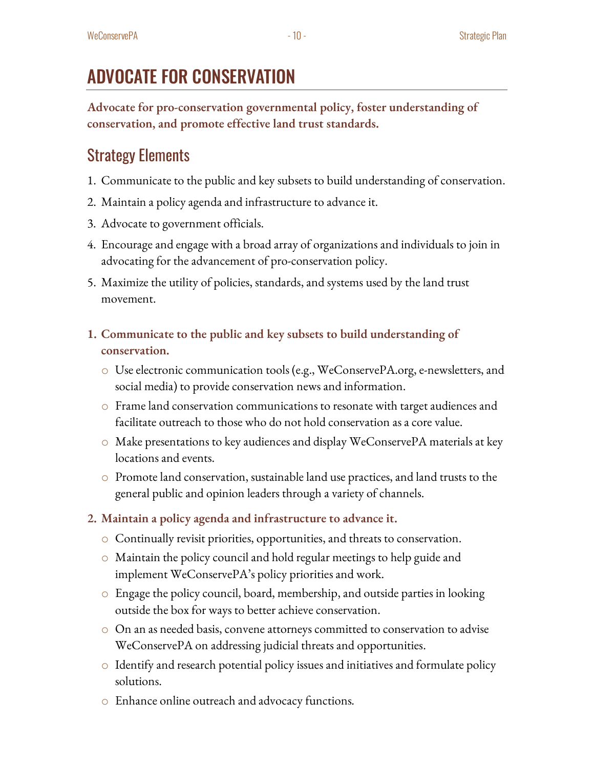# ADVOCATE FOR CONSERVATION

**Advocate for pro-conservation governmental policy, foster understanding of conservation, and promote effective land trust standards.**

## Strategy Elements

1. Communicate to the public and key subsets to build understanding of conservation.
2. Maintain a policy agenda and infrastructure to advance it.
3. Advocate to government officials.
4. Encourage and engage with a broad array of organizations and individuals to join in advocating for the advancement of pro-conservation policy.
5. Maximize the utility of policies, standards, and systems used by the land trust movement.

**1. Communicate to the public and key subsets to build understanding of conservation.**

- Use electronic communication tools (e.g., WeConservePA.org, e-newsletters, and social media) to provide conservation news and information.
- Frame land conservation communications to resonate with target audiences and facilitate outreach to those who do not hold conservation as a core value.
- Make presentations to key audiences and display WeConservePA materials at key locations and events.
- Promote land conservation, sustainable land use practices, and land trusts to the general public and opinion leaders through a variety of channels.

**2. Maintain a policy agenda and infrastructure to advance it.**

- Continually revisit priorities, opportunities, and threats to conservation.
- Maintain the policy council and hold regular meetings to help guide and implement WeConservePA's policy priorities and work.
- Engage the policy council, board, membership, and outside parties in looking outside the box for ways to better achieve conservation.
- On an as needed basis, convene attorneys committed to conservation to advise WeConservePA on addressing judicial threats and opportunities.
- Identify and research potential policy issues and initiatives and formulate policy solutions.
- Enhance online outreach and advocacy functions.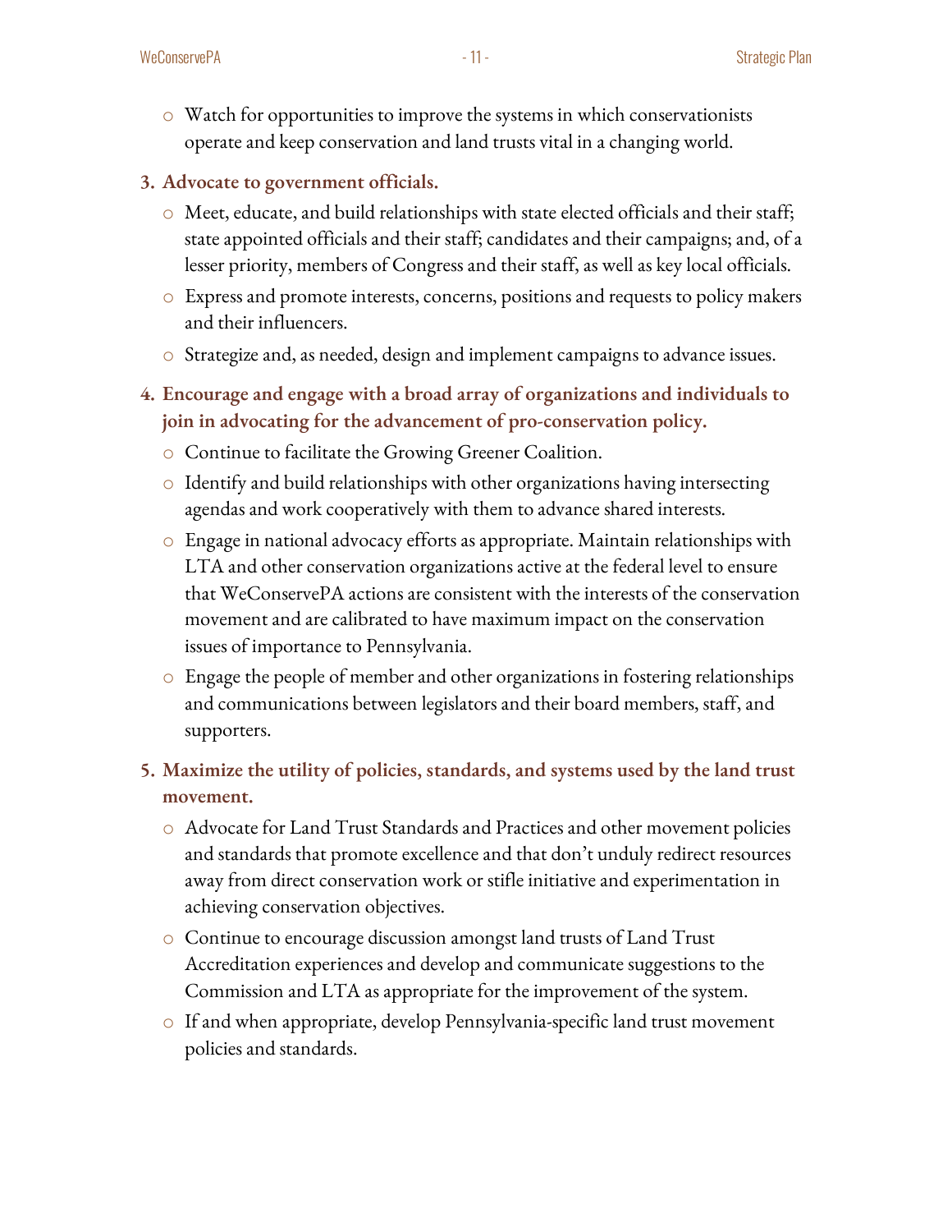- Watch for opportunities to improve the systems in which conservationists operate and keep conservation and land trusts vital in a changing world.

3. **Advocate to government officials.**
   - Meet, educate, and build relationships with state elected officials and their staff; state appointed officials and their staff; candidates and their campaigns; and, of a lesser priority, members of Congress and their staff, as well as key local officials.
   - Express and promote interests, concerns, positions and requests to policy makers and their influencers.
   - Strategize and, as needed, design and implement campaigns to advance issues.

4. **Encourage and engage with a broad array of organizations and individuals to join in advocating for the advancement of pro-conservation policy.**
   - Continue to facilitate the Growing Greener Coalition.
   - Identify and build relationships with other organizations having intersecting agendas and work cooperatively with them to advance shared interests.
   - Engage in national advocacy efforts as appropriate. Maintain relationships with LTA and other conservation organizations active at the federal level to ensure that WeConservePA actions are consistent with the interests of the conservation movement and are calibrated to have maximum impact on the conservation issues of importance to Pennsylvania.
   - Engage the people of member and other organizations in fostering relationships and communications between legislators and their board members, staff, and supporters.

5. **Maximize the utility of policies, standards, and systems used by the land trust movement.**
   - Advocate for Land Trust Standards and Practices and other movement policies and standards that promote excellence and that don't unduly redirect resources away from direct conservation work or stifle initiative and experimentation in achieving conservation objectives.
   - Continue to encourage discussion amongst land trusts of Land Trust Accreditation experiences and develop and communicate suggestions to the Commission and LTA as appropriate for the improvement of the system.
   - If and when appropriate, develop Pennsylvania-specific land trust movement policies and standards.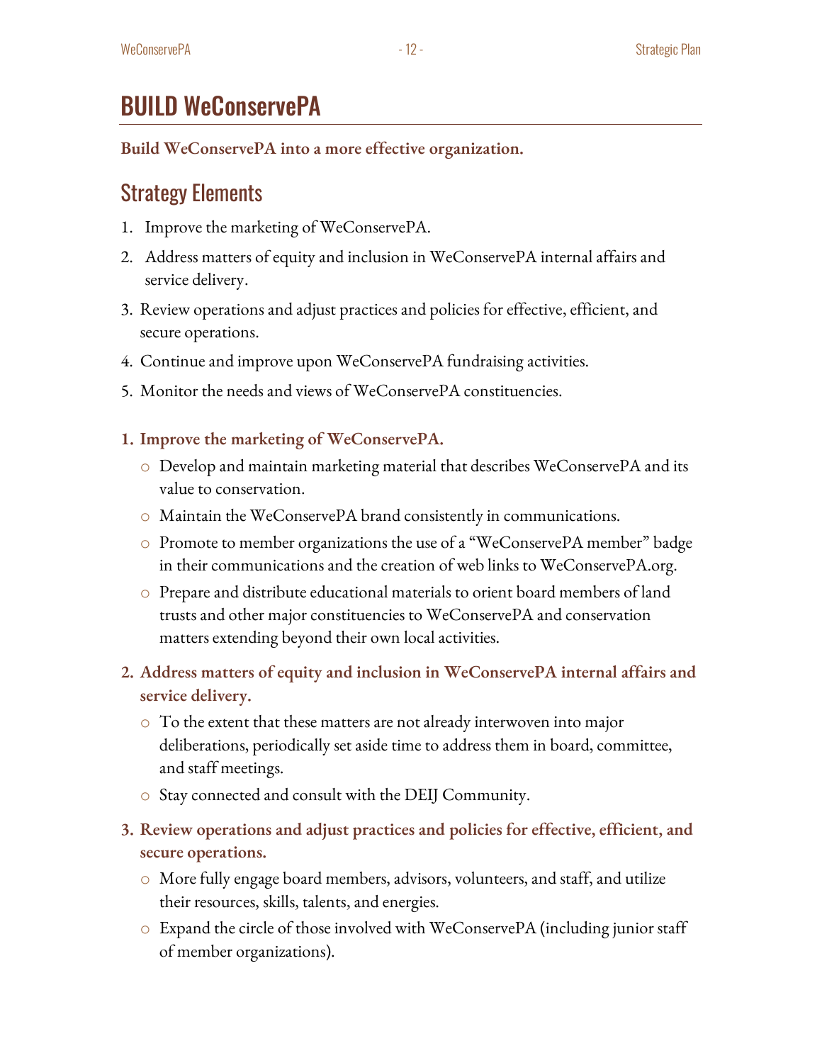# BUILD WeConservePA

**Build WeConservePA into a more effective organization.**

## Strategy Elements

1. Improve the marketing of WeConservePA.
2. Address matters of equity and inclusion in WeConservePA internal affairs and service delivery.
3. Review operations and adjust practices and policies for effective, efficient, and secure operations.
4. Continue and improve upon WeConservePA fundraising activities.
5. Monitor the needs and views of WeConservePA constituencies.

**1. Improve the marketing of WeConservePA.**

- Develop and maintain marketing material that describes WeConservePA and its value to conservation.
- Maintain the WeConservePA brand consistently in communications.
- Promote to member organizations the use of a "WeConservePA member" badge in their communications and the creation of web links to WeConservePA.org.
- Prepare and distribute educational materials to orient board members of land trusts and other major constituencies to WeConservePA and conservation matters extending beyond their own local activities.

**2. Address matters of equity and inclusion in WeConservePA internal affairs and service delivery.**

- To the extent that these matters are not already interwoven into major deliberations, periodically set aside time to address them in board, committee, and staff meetings.
- Stay connected and consult with the DEIJ Community.

**3. Review operations and adjust practices and policies for effective, efficient, and secure operations.**

- More fully engage board members, advisors, volunteers, and staff, and utilize their resources, skills, talents, and energies.
- Expand the circle of those involved with WeConservePA (including junior staff of member organizations).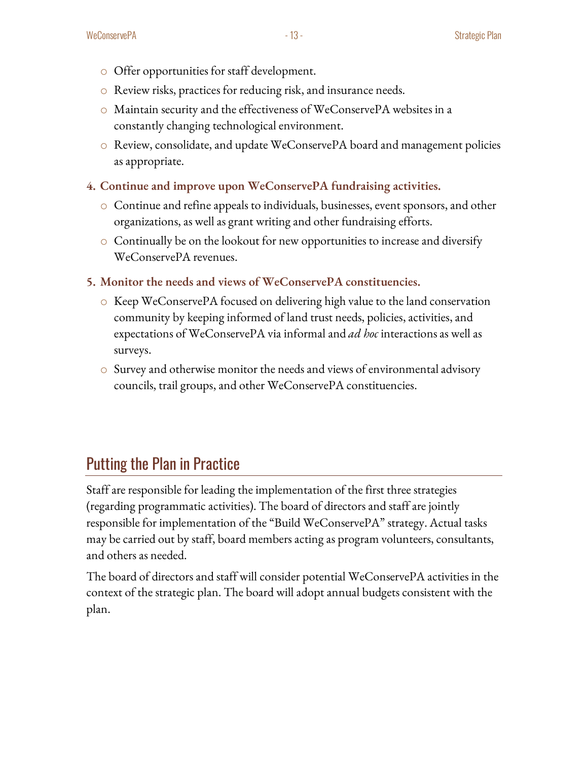- Offer opportunities for staff development.
- Review risks, practices for reducing risk, and insurance needs.
- Maintain security and the effectiveness of WeConservePA websites in a constantly changing technological environment.
- Review, consolidate, and update WeConservePA board and management policies as appropriate.

4. **Continue and improve upon WeConservePA fundraising activities.**
   - Continue and refine appeals to individuals, businesses, event sponsors, and other organizations, as well as grant writing and other fundraising efforts.
   - Continually be on the lookout for new opportunities to increase and diversify WeConservePA revenues.

5. **Monitor the needs and views of WeConservePA constituencies.**
   - Keep WeConservePA focused on delivering high value to the land conservation community by keeping informed of land trust needs, policies, activities, and expectations of WeConservePA via informal and *ad hoc* interactions as well as surveys.
   - Survey and otherwise monitor the needs and views of environmental advisory councils, trail groups, and other WeConservePA constituencies.

## Putting the Plan in Practice

Staff are responsible for leading the implementation of the first three strategies (regarding programmatic activities). The board of directors and staff are jointly responsible for implementation of the "Build WeConservePA" strategy. Actual tasks may be carried out by staff, board members acting as program volunteers, consultants, and others as needed.

The board of directors and staff will consider potential WeConservePA activities in the context of the strategic plan. The board will adopt annual budgets consistent with the plan.